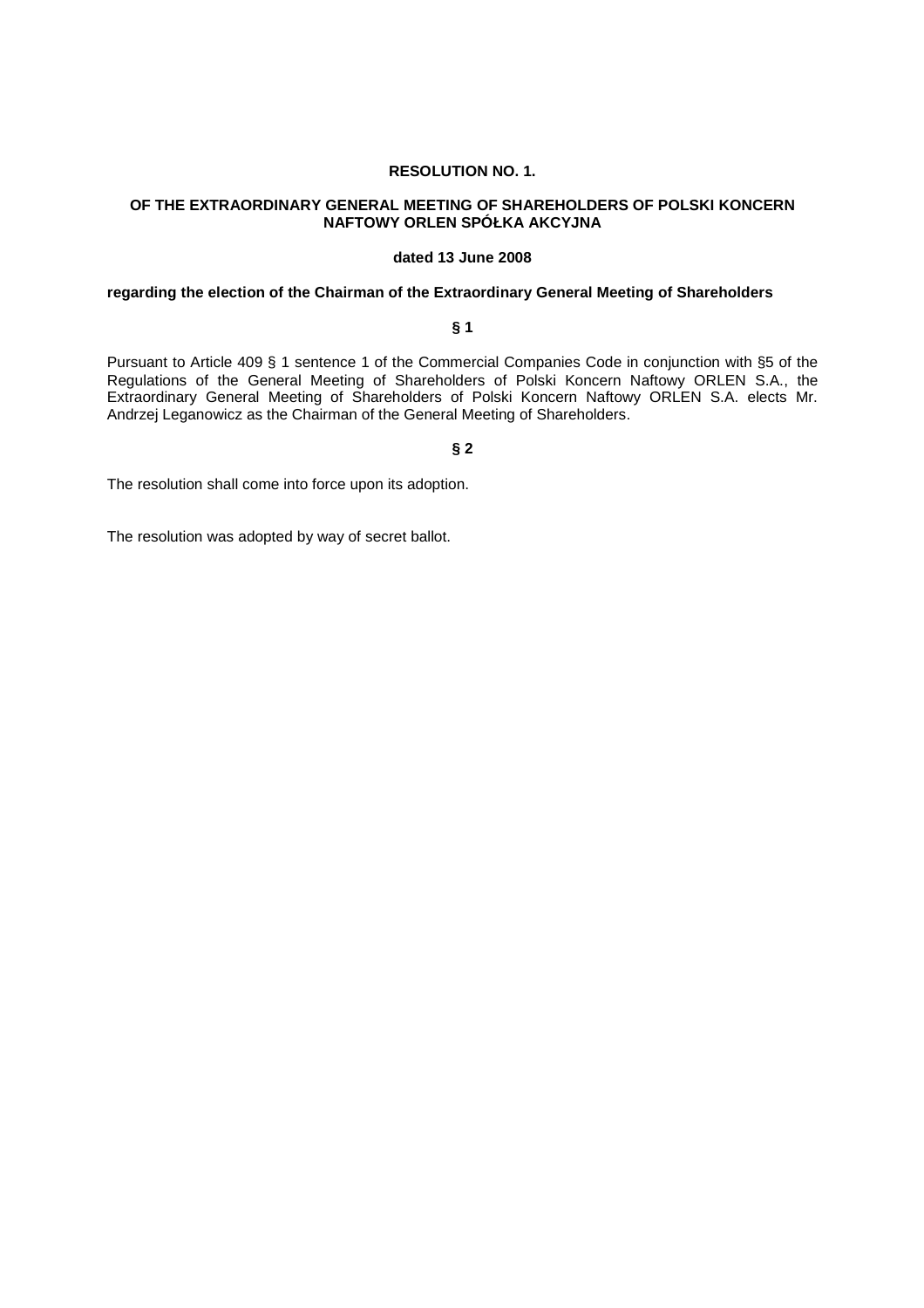**RESOLUTION NO. 1.**

**OF THE EXTRAORDINARY GENERAL MEETING OF SHAREHOLDERS OF POLSKI KONCERN NAFTOWY ORLEN SPÓŁKA AKCYJNA**

**dated 13 June 2008**

**regarding the election of the Chairman of the Extraordinary General Meeting of Shareholders**

**§ 1**

Pursuant to Article 409 § 1 sentence 1 of the Commercial Companies Code in conjunction with §5 of the Regulations of the General Meeting of Shareholders of Polski Koncern Naftowy ORLEN S.A., the Extraordinary General Meeting of Shareholders of Polski Koncern Naftowy ORLEN S.A. elects Mr. Andrzej Leganowicz as the Chairman of the General Meeting of Shareholders.

**§ 2**

The resolution shall come into force upon its adoption.

The resolution was adopted by way of secret ballot.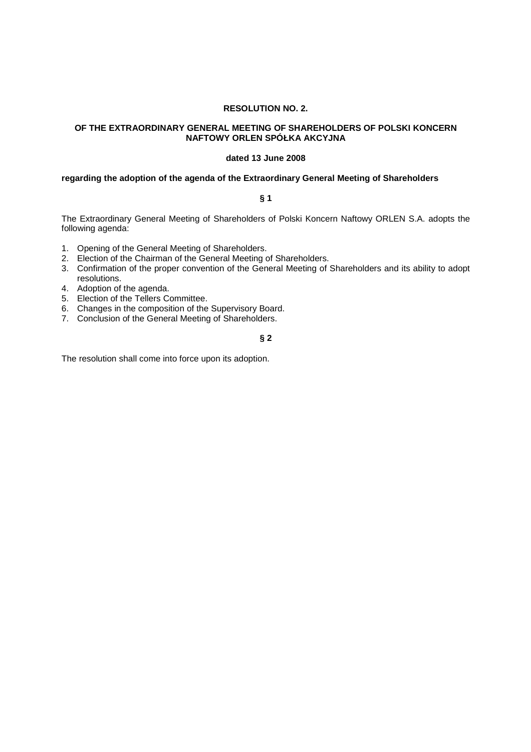**RESOLUTION NO. 2.**

**OF THE EXTRAORDINARY GENERAL MEETING OF SHAREHOLDERS OF POLSKI KONCERN NAFTOWY ORLEN SPÓŁKA AKCYJNA**

**dated 13 June 2008**

**regarding the adoption of the agenda of the Extraordinary General Meeting of Shareholders**

**§ 1**

The Extraordinary General Meeting of Shareholders of Polski Koncern Naftowy ORLEN S.A. adopts the following agenda:

1. Opening of the General Meeting of Shareholders.
2. Election of the Chairman of the General Meeting of Shareholders.
3. Confirmation of the proper convention of the General Meeting of Shareholders and its ability to adopt resolutions.
4. Adoption of the agenda.
5. Election of the Tellers Committee.
6. Changes in the composition of the Supervisory Board.
7. Conclusion of the General Meeting of Shareholders.

**§ 2**

The resolution shall come into force upon its adoption.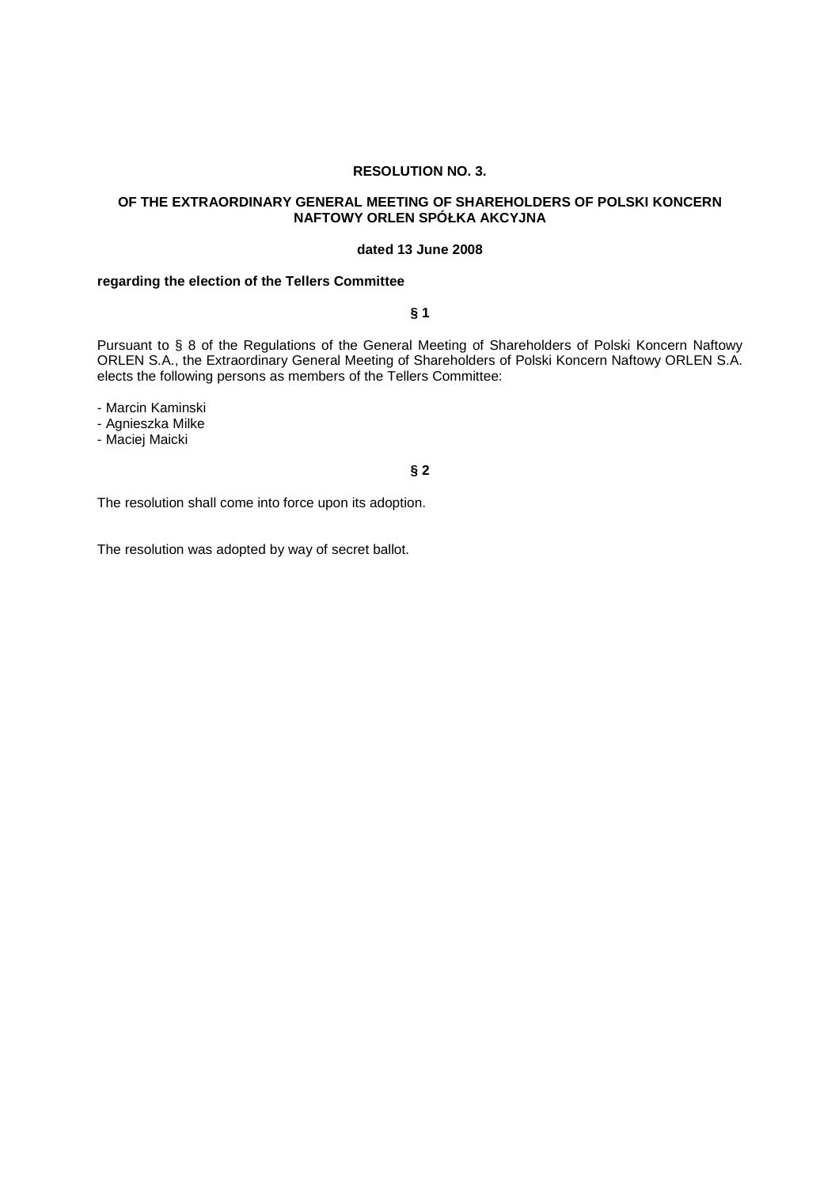**RESOLUTION NO. 3.**

**OF THE EXTRAORDINARY GENERAL MEETING OF SHAREHOLDERS OF POLSKI KONCERN NAFTOWY ORLEN SPÓŁKA AKCYJNA**

**dated 13 June 2008**

**regarding the election of the Tellers Committee**

**§ 1**

Pursuant to § 8 of the Regulations of the General Meeting of Shareholders of Polski Koncern Naftowy ORLEN S.A., the Extraordinary General Meeting of Shareholders of Polski Koncern Naftowy ORLEN S.A. elects the following persons as members of the Tellers Committee:

- Marcin Kaminski
- Agnieszka Milke
- Maciej Maicki

**§ 2**

The resolution shall come into force upon its adoption.

The resolution was adopted by way of secret ballot.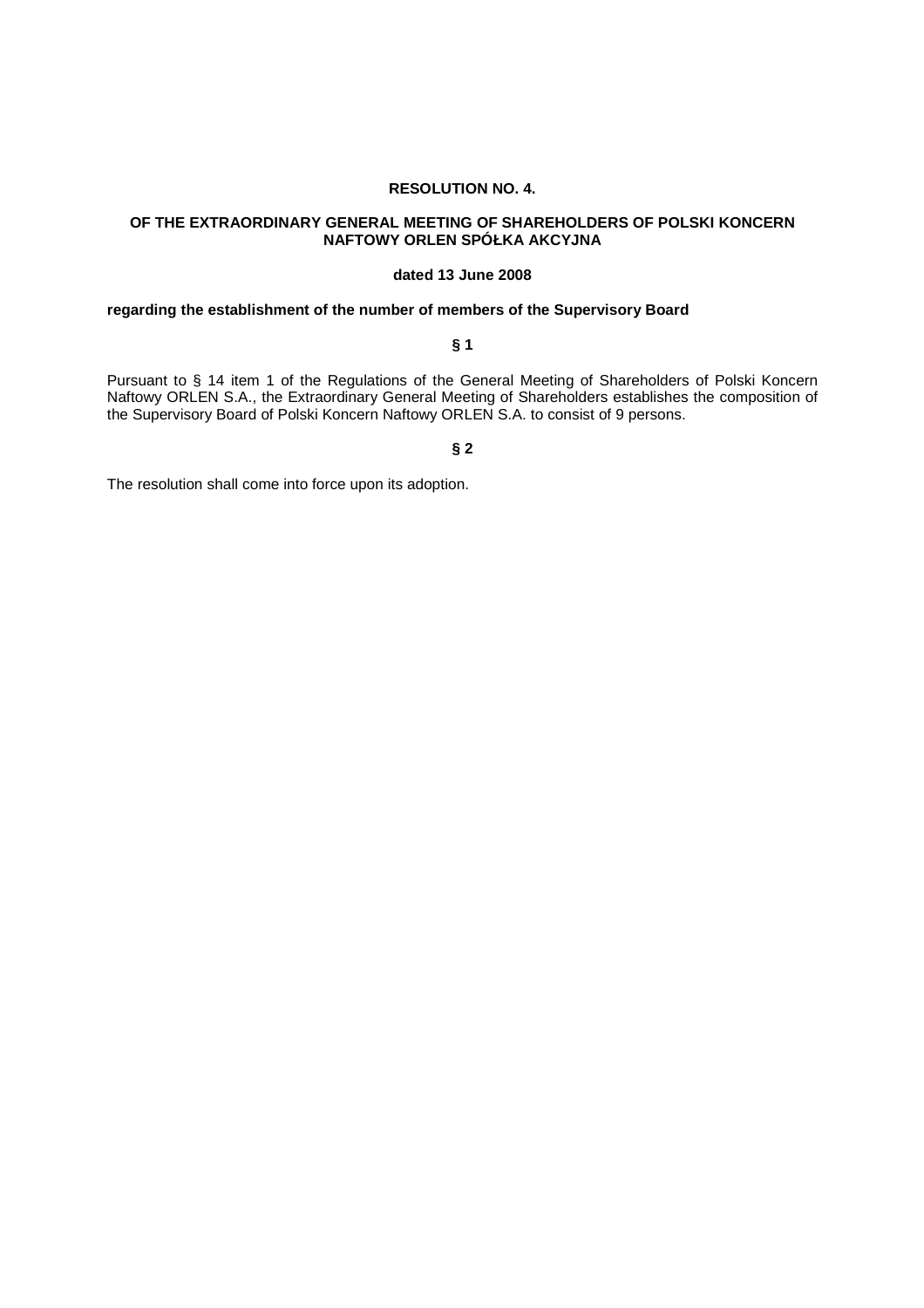**RESOLUTION NO. 4.**

**OF THE EXTRAORDINARY GENERAL MEETING OF SHAREHOLDERS OF POLSKI KONCERN NAFTOWY ORLEN SPÓŁKA AKCYJNA**

**dated 13 June 2008**

**regarding the establishment of the number of members of the Supervisory Board**

**§ 1**

Pursuant to § 14 item 1 of the Regulations of the General Meeting of Shareholders of Polski Koncern Naftowy ORLEN S.A., the Extraordinary General Meeting of Shareholders establishes the composition of the Supervisory Board of Polski Koncern Naftowy ORLEN S.A. to consist of 9 persons.

**§ 2**

The resolution shall come into force upon its adoption.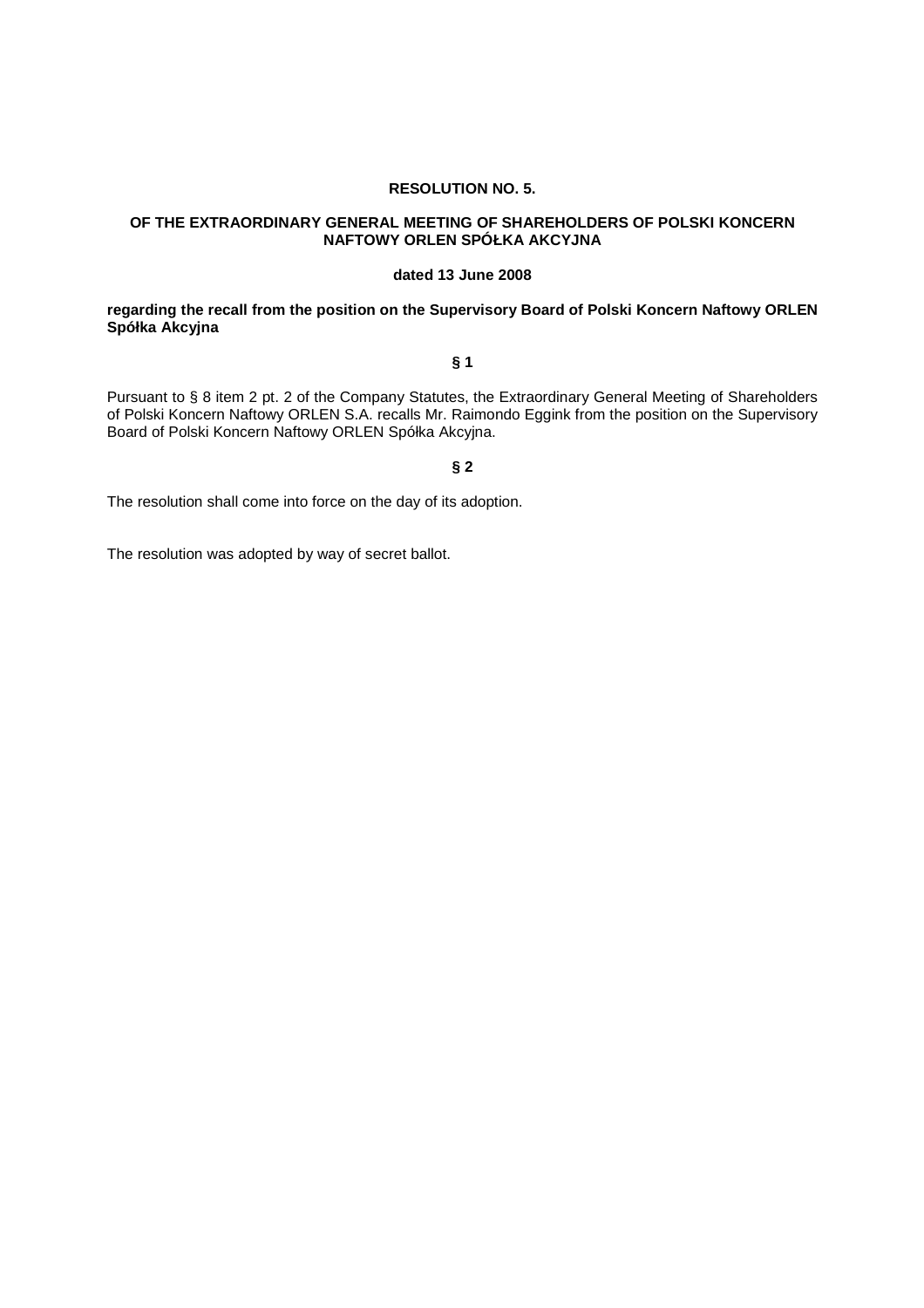**RESOLUTION NO. 5.**

**OF THE EXTRAORDINARY GENERAL MEETING OF SHAREHOLDERS OF POLSKI KONCERN NAFTOWY ORLEN SPÓŁKA AKCYJNA**

**dated 13 June 2008**

**regarding the recall from the position on the Supervisory Board of Polski Koncern Naftowy ORLEN Spółka Akcyjna**

**§ 1**

Pursuant to § 8 item 2 pt. 2 of the Company Statutes, the Extraordinary General Meeting of Shareholders of Polski Koncern Naftowy ORLEN S.A. recalls Mr. Raimondo Eggink from the position on the Supervisory Board of Polski Koncern Naftowy ORLEN Spółka Akcyjna.

**§ 2**

The resolution shall come into force on the day of its adoption.

The resolution was adopted by way of secret ballot.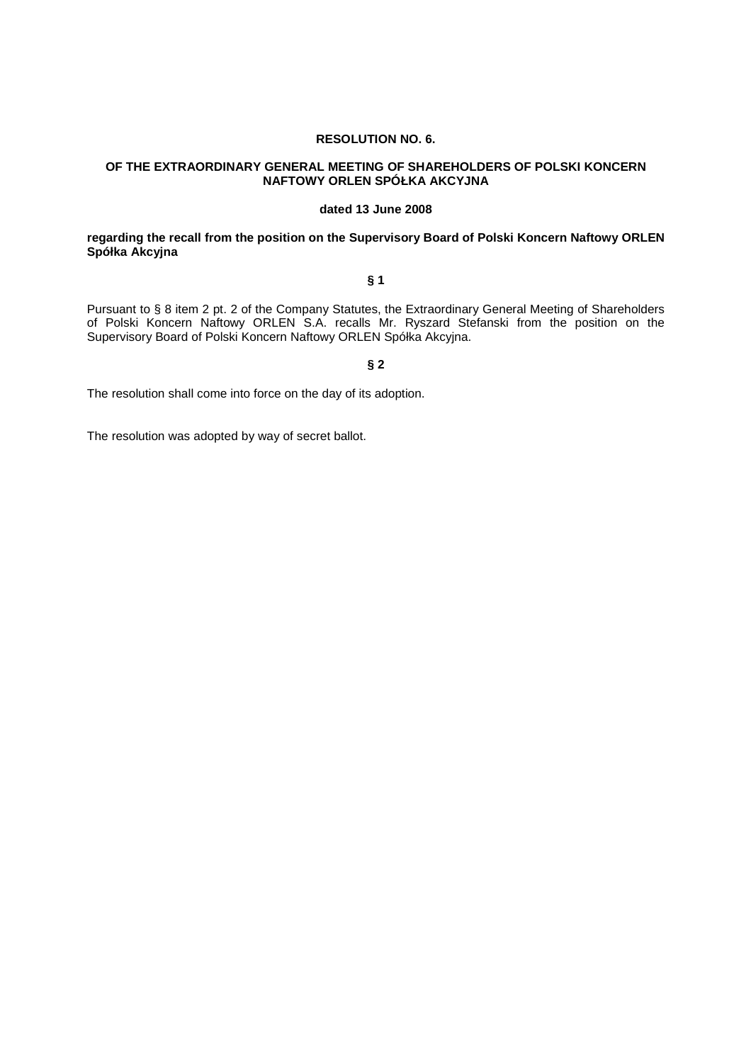**RESOLUTION NO. 6.**

**OF THE EXTRAORDINARY GENERAL MEETING OF SHAREHOLDERS OF POLSKI KONCERN NAFTOWY ORLEN SPÓŁKA AKCYJNA**

**dated 13 June 2008**

**regarding the recall from the position on the Supervisory Board of Polski Koncern Naftowy ORLEN Spółka Akcyjna**

**§ 1**

Pursuant to § 8 item 2 pt. 2 of the Company Statutes, the Extraordinary General Meeting of Shareholders of Polski Koncern Naftowy ORLEN S.A. recalls Mr. Ryszard Stefanski from the position on the Supervisory Board of Polski Koncern Naftowy ORLEN Spółka Akcyjna.

**§ 2**

The resolution shall come into force on the day of its adoption.

The resolution was adopted by way of secret ballot.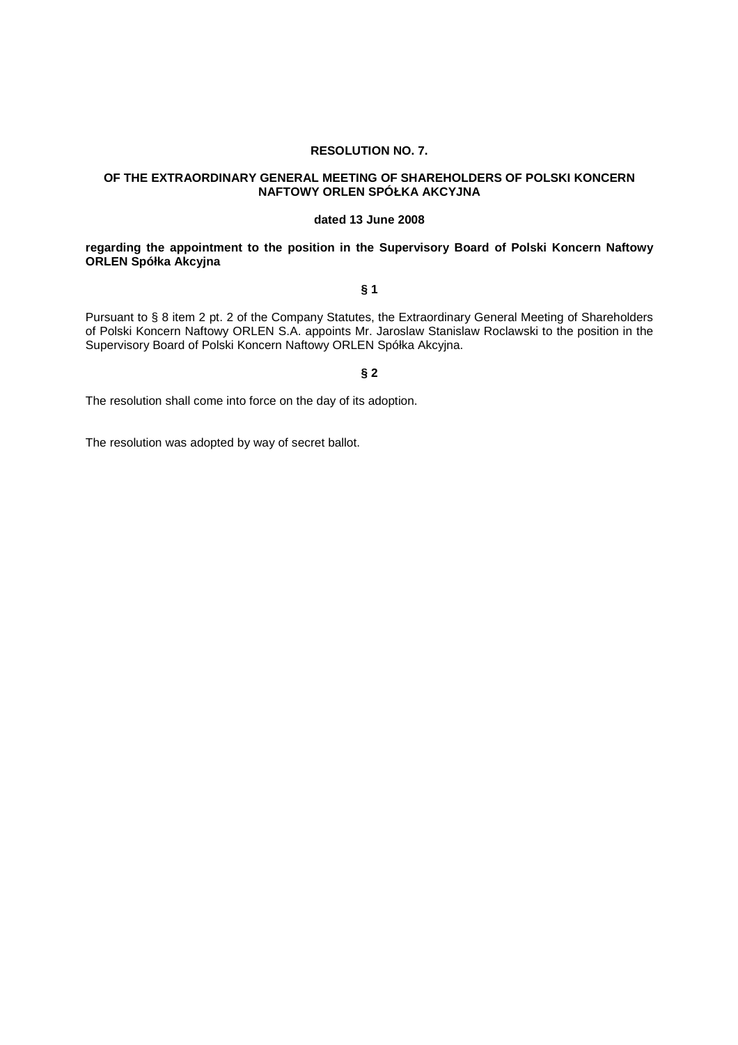**RESOLUTION NO. 7.**

**OF THE EXTRAORDINARY GENERAL MEETING OF SHAREHOLDERS OF POLSKI KONCERN NAFTOWY ORLEN SPÓŁKA AKCYJNA**

**dated 13 June 2008**

**regarding the appointment to the position in the Supervisory Board of Polski Koncern Naftowy ORLEN Spółka Akcyjna**

**§ 1**

Pursuant to § 8 item 2 pt. 2 of the Company Statutes, the Extraordinary General Meeting of Shareholders of Polski Koncern Naftowy ORLEN S.A. appoints Mr. Jaroslaw Stanislaw Roclawski to the position in the Supervisory Board of Polski Koncern Naftowy ORLEN Spółka Akcyjna.

**§ 2**

The resolution shall come into force on the day of its adoption.

The resolution was adopted by way of secret ballot.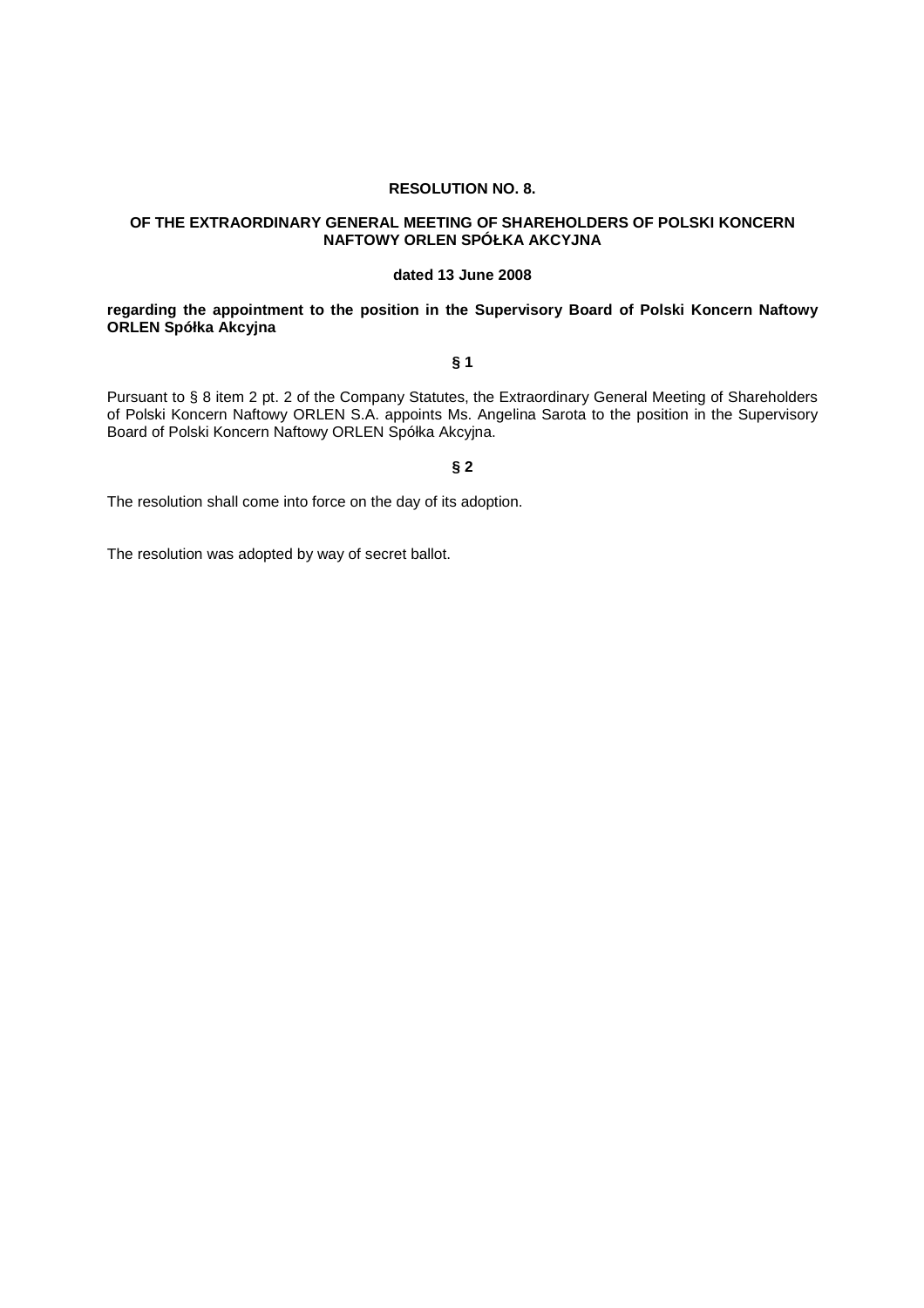**RESOLUTION NO. 8.**

**OF THE EXTRAORDINARY GENERAL MEETING OF SHAREHOLDERS OF POLSKI KONCERN NAFTOWY ORLEN SPÓŁKA AKCYJNA**

**dated 13 June 2008**

**regarding the appointment to the position in the Supervisory Board of Polski Koncern Naftowy ORLEN Spółka Akcyjna**

**§ 1**

Pursuant to § 8 item 2 pt. 2 of the Company Statutes, the Extraordinary General Meeting of Shareholders of Polski Koncern Naftowy ORLEN S.A. appoints Ms. Angelina Sarota to the position in the Supervisory Board of Polski Koncern Naftowy ORLEN Spółka Akcyjna.

**§ 2**

The resolution shall come into force on the day of its adoption.

The resolution was adopted by way of secret ballot.